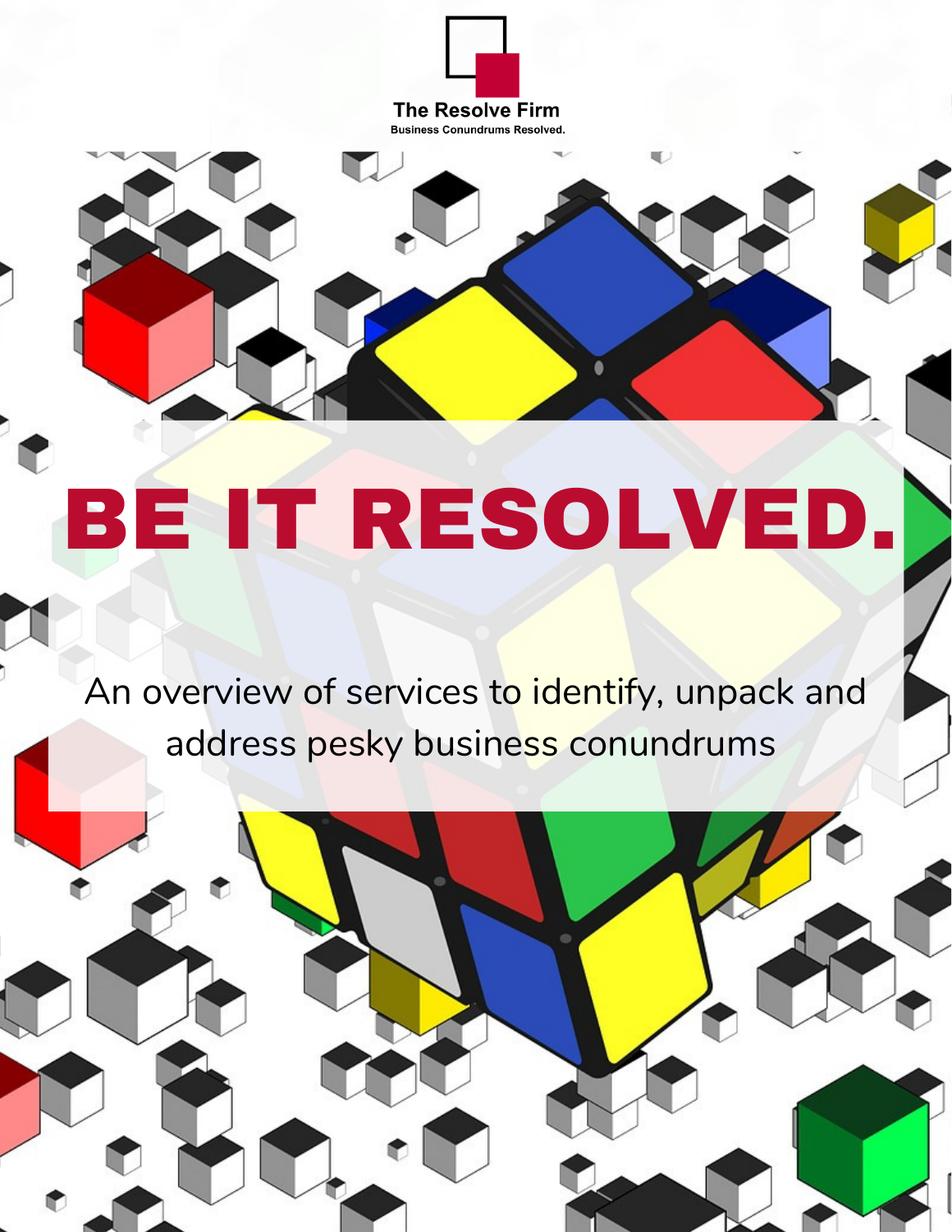The Resolve Firm

Business Conundrums Resolved.

# BE IT RESOLVED.

An overview of services to identify, unpack and address pesky business conundrums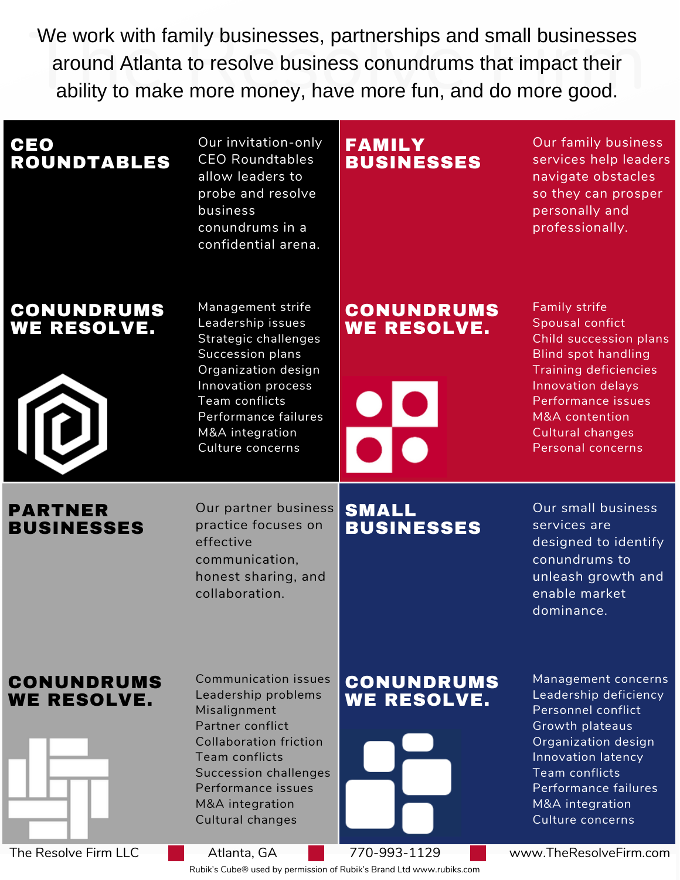We work with family businesses, partnerships and small businesses around Atlanta to resolve business conundrums that impact their ability to make more money, have more fun, and do more good.

## CEO ROUNDTABLES

Our invitation-only CEO Roundtables allow leaders to probe and resolve business conundrums in a confidential arena.

### CONUNDRUMS WE RESOLVE.

- Management strife
- Leadership issues
- Strategic challenges
- Succession plans
- Organization design
- Innovation process
- Team conflicts
- Performance failures
- M&A integration
- Culture concerns

## FAMILY BUSINESSES

Our family business services help leaders navigate obstacles so they can prosper personally and professionally.

### CONUNDRUMS WE RESOLVE.

- Family strife
- Spousal confict
- Child succession plans
- Blind spot handling
- Training deficiencies
- Innovation delays
- Performance issues
- M&A contention
- Cultural changes
- Personal concerns

## PARTNER BUSINESSES

Our partner business practice focuses on effective communication, honest sharing, and collaboration.

### CONUNDRUMS WE RESOLVE.

- Communication issues
- Leadership problems
- Misalignment
- Partner conflict
- Collaboration friction
- Team conflicts
- Succession challenges
- Performance issues
- M&A integration
- Cultural changes

## SMALL BUSINESSES

Our small business services are designed to identify conundrums to unleash growth and enable market dominance.

### CONUNDRUMS WE RESOLVE.

- Management concerns
- Leadership deficiency
- Personnel conflict
- Growth plateaus
- Organization design
- Innovation latency
- Team conflicts
- Performance failures
- M&A integration
- Culture concerns

The Resolve Firm LLC | Atlanta, GA | 770-993-1129 | www.TheResolveFirm.com

Rubik's Cube® used by permission of Rubik's Brand Ltd www.rubiks.com